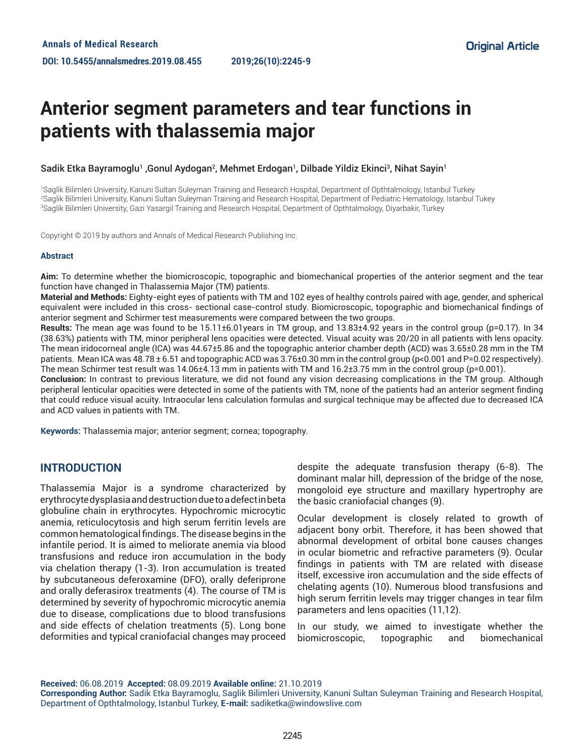Annals of Medical Research

DOI: 10.5455/annalsmedres.2019.08.455

Original Article

# Anterior segment parameters and tear functions in patients with thalassemia major

Sadik Etka Bayramoglu[1], Gonul Aydogan[2], Mehmet Erdogan[1], Dilbade Yildiz Ekinci[3], Nihat Sayin[1]

[1]Saglik Bilimleri University, Kanuni Sultan Suleyman Training and Research Hospital, Department of Opthtalmology, Istanbul Turkey
[2]Saglik Bilimleri University, Kanuni Sultan Suleyman Training and Research Hospital, Department of Pediatric Hematology, Istanbul Tukey
[3]Saglik Bilimleri University, Gazi Yasargil Training and Research Hospital, Department of Opthtalmology, Diyarbakir, Turkey

Copyright © 2019 by authors and Annals of Medical Research Publishing Inc.

### Abstract

**Aim:** To determine whether the biomicroscopic, topographic and biomechanical properties of the anterior segment and the tear function have changed in Thalassemia Major (TM) patients.

**Material and Methods:** Eighty-eight eyes of patients with TM and 102 eyes of healthy controls paired with age, gender, and spherical equivalent were included in this cross- sectional case-control study. Biomicroscopic, topographic and biomechanical findings of anterior segment and Schirmer test measurements were compared between the two groups.

**Results:** The mean age was found to be 15.11±6.01years in TM group, and 13.83±4.92 years in the control group (p=0.17). In 34 (38.63%) patients with TM, minor peripheral lens opacities were detected. Visual acuity was 20/20 in all patients with lens opacity. The mean iridocorneal angle (ICA) was 44.67±5.86 and the topographic anterior chamber depth (ACD) was 3.65±0.28 mm in the TM patients. Mean ICA was 48.78 ± 6.51 and topographic ACD was 3.76±0.30 mm in the control group (p<0.001 and P=0.02 respectively). The mean Schirmer test result was 14.06±4.13 mm in patients with TM and 16.2±3.75 mm in the control group (p=0.001).

**Conclusion:** In contrast to previous literature, we did not found any vision decreasing complications in the TM group. Although peripheral lenticular opacities were detected in some of the patients with TM, none of the patients had an anterior segment finding that could reduce visual acuity. Intraocular lens calculation formulas and surgical technique may be affected due to decreased ICA and ACD values in patients with TM.

**Keywords:** Thalassemia major; anterior segment; cornea; topography.

## INTRODUCTION

Thalassemia Major is a syndrome characterized by erythrocyte dysplasia and destruction due to a defect in beta globuline chain in erythrocytes. Hypochromic microcytic anemia, reticulocytosis and high serum ferritin levels are common hematological findings. The disease begins in the infantile period. It is aimed to meliorate anemia via blood transfusions and reduce iron accumulation in the body via chelation therapy (1-3). Iron accumulation is treated by subcutaneous deferoxamine (DFO), orally deferiprone and orally deferasirox treatments (4). The course of TM is determined by severity of hypochromic microcytic anemia due to disease, complications due to blood transfusions and side effects of chelation treatments (5). Long bone deformities and typical craniofacial changes may proceed despite the adequate transfusion therapy (6-8). The dominant malar hill, depression of the bridge of the nose, mongoloid eye structure and maxillary hypertrophy are the basic craniofacial changes (9).

Ocular development is closely related to growth of adjacent bony orbit. Therefore, it has been showed that abnormal development of orbital bone causes changes in ocular biometric and refractive parameters (9). Ocular findings in patients with TM are related with disease itself, excessive iron accumulation and the side effects of chelating agents (10). Numerous blood transfusions and high serum ferritin levels may trigger changes in tear film parameters and lens opacities (11,12).

In our study, we aimed to investigate whether the biomicroscopic, topographic and biomechanical

**Received:** 06.08.2019 **Accepted:** 08.09.2019 **Available online:** 21.10.2019

**Corresponding Author:** Sadik Etka Bayramoglu, Saglik Bilimleri University, Kanuni Sultan Suleyman Training and Research Hospital, Department of Opthtalmology, Istanbul Turkey, **E-mail:** sadiketka@windowslive.com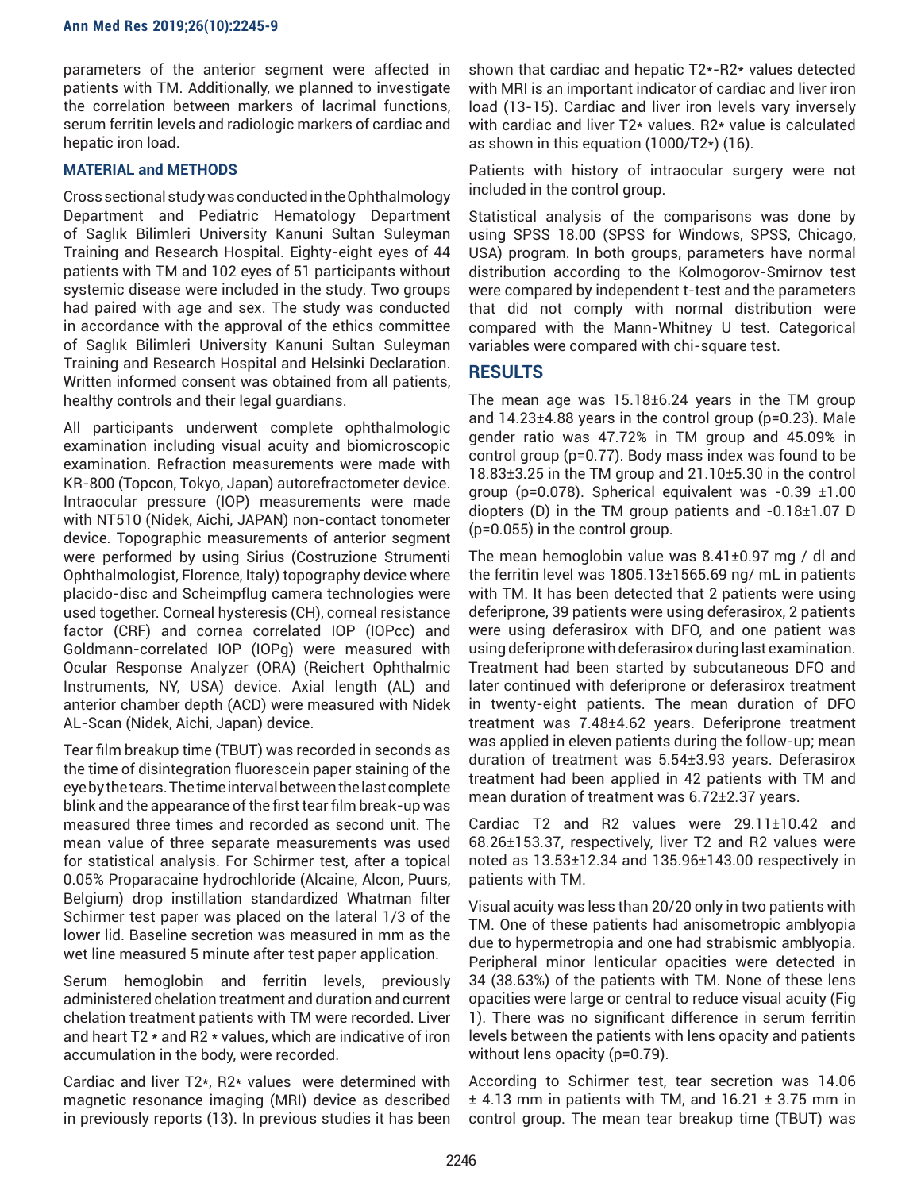parameters of the anterior segment were affected in patients with TM. Additionally, we planned to investigate the correlation between markers of lacrimal functions, serum ferritin levels and radiologic markers of cardiac and hepatic iron load.

## MATERIAL and METHODS

Cross sectional study was conducted in the Ophthalmology Department and Pediatric Hematology Department of Saglık Bilimleri University Kanuni Sultan Suleyman Training and Research Hospital. Eighty-eight eyes of 44 patients with TM and 102 eyes of 51 participants without systemic disease were included in the study. Two groups had paired with age and sex. The study was conducted in accordance with the approval of the ethics committee of Saglık Bilimleri University Kanuni Sultan Suleyman Training and Research Hospital and Helsinki Declaration. Written informed consent was obtained from all patients, healthy controls and their legal guardians.

All participants underwent complete ophthalmologic examination including visual acuity and biomicroscopic examination. Refraction measurements were made with KR-800 (Topcon, Tokyo, Japan) autorefractometer device. Intraocular pressure (IOP) measurements were made with NT510 (Nidek, Aichi, JAPAN) non-contact tonometer device. Topographic measurements of anterior segment were performed by using Sirius (Costruzione Strumenti Ophthalmologist, Florence, Italy) topography device where placido-disc and Scheimpflug camera technologies were used together. Corneal hysteresis (CH), corneal resistance factor (CRF) and cornea correlated IOP (IOPcc) and Goldmann-correlated IOP (IOPg) were measured with Ocular Response Analyzer (ORA) (Reichert Ophthalmic Instruments, NY, USA) device. Axial length (AL) and anterior chamber depth (ACD) were measured with Nidek AL-Scan (Nidek, Aichi, Japan) device.

Tear film breakup time (TBUT) was recorded in seconds as the time of disintegration fluorescein paper staining of the eye by the tears. The time interval between the last complete blink and the appearance of the first tear film break-up was measured three times and recorded as second unit. The mean value of three separate measurements was used for statistical analysis. For Schirmer test, after a topical 0.05% Proparacaine hydrochloride (Alcaine, Alcon, Puurs, Belgium) drop instillation standardized Whatman filter Schirmer test paper was placed on the lateral 1/3 of the lower lid. Baseline secretion was measured in mm as the wet line measured 5 minute after test paper application.

Serum hemoglobin and ferritin levels, previously administered chelation treatment and duration and current chelation treatment patients with TM were recorded. Liver and heart T2 * and R2 * values, which are indicative of iron accumulation in the body, were recorded.

Cardiac and liver T2*, R2* values were determined with magnetic resonance imaging (MRI) device as described in previously reports (13). In previous studies it has been shown that cardiac and hepatic T2*-R2* values detected with MRI is an important indicator of cardiac and liver iron load (13-15). Cardiac and liver iron levels vary inversely with cardiac and liver T2* values. R2* value is calculated as shown in this equation (1000/T2*) (16).

Patients with history of intraocular surgery were not included in the control group.

Statistical analysis of the comparisons was done by using SPSS 18.00 (SPSS for Windows, SPSS, Chicago, USA) program. In both groups, parameters have normal distribution according to the Kolmogorov-Smirnov test were compared by independent t-test and the parameters that did not comply with normal distribution were compared with the Mann-Whitney U test. Categorical variables were compared with chi-square test.

## RESULTS

The mean age was 15.18±6.24 years in the TM group and 14.23±4.88 years in the control group (p=0.23). Male gender ratio was 47.72% in TM group and 45.09% in control group (p=0.77). Body mass index was found to be 18.83±3.25 in the TM group and 21.10±5.30 in the control group (p=0.078). Spherical equivalent was -0.39 ±1.00 diopters (D) in the TM group patients and -0.18±1.07 D (p=0.055) in the control group.

The mean hemoglobin value was 8.41±0.97 mg / dl and the ferritin level was 1805.13±1565.69 ng/ mL in patients with TM. It has been detected that 2 patients were using deferiprone, 39 patients were using deferasirox, 2 patients were using deferasirox with DFO, and one patient was using deferiprone with deferasirox during last examination. Treatment had been started by subcutaneous DFO and later continued with deferiprone or deferasirox treatment in twenty-eight patients. The mean duration of DFO treatment was 7.48±4.62 years. Deferiprone treatment was applied in eleven patients during the follow-up; mean duration of treatment was 5.54±3.93 years. Deferasirox treatment had been applied in 42 patients with TM and mean duration of treatment was 6.72±2.37 years.

Cardiac T2 and R2 values were 29.11±10.42 and 68.26±153.37, respectively, liver T2 and R2 values were noted as 13.53±12.34 and 135.96±143.00 respectively in patients with TM.

Visual acuity was less than 20/20 only in two patients with TM. One of these patients had anisometropic amblyopia due to hypermetropia and one had strabismic amblyopia. Peripheral minor lenticular opacities were detected in 34 (38.63%) of the patients with TM. None of these lens opacities were large or central to reduce visual acuity (Fig 1). There was no significant difference in serum ferritin levels between the patients with lens opacity and patients without lens opacity (p=0.79).

According to Schirmer test, tear secretion was 14.06 ± 4.13 mm in patients with TM, and 16.21 ± 3.75 mm in control group. The mean tear breakup time (TBUT) was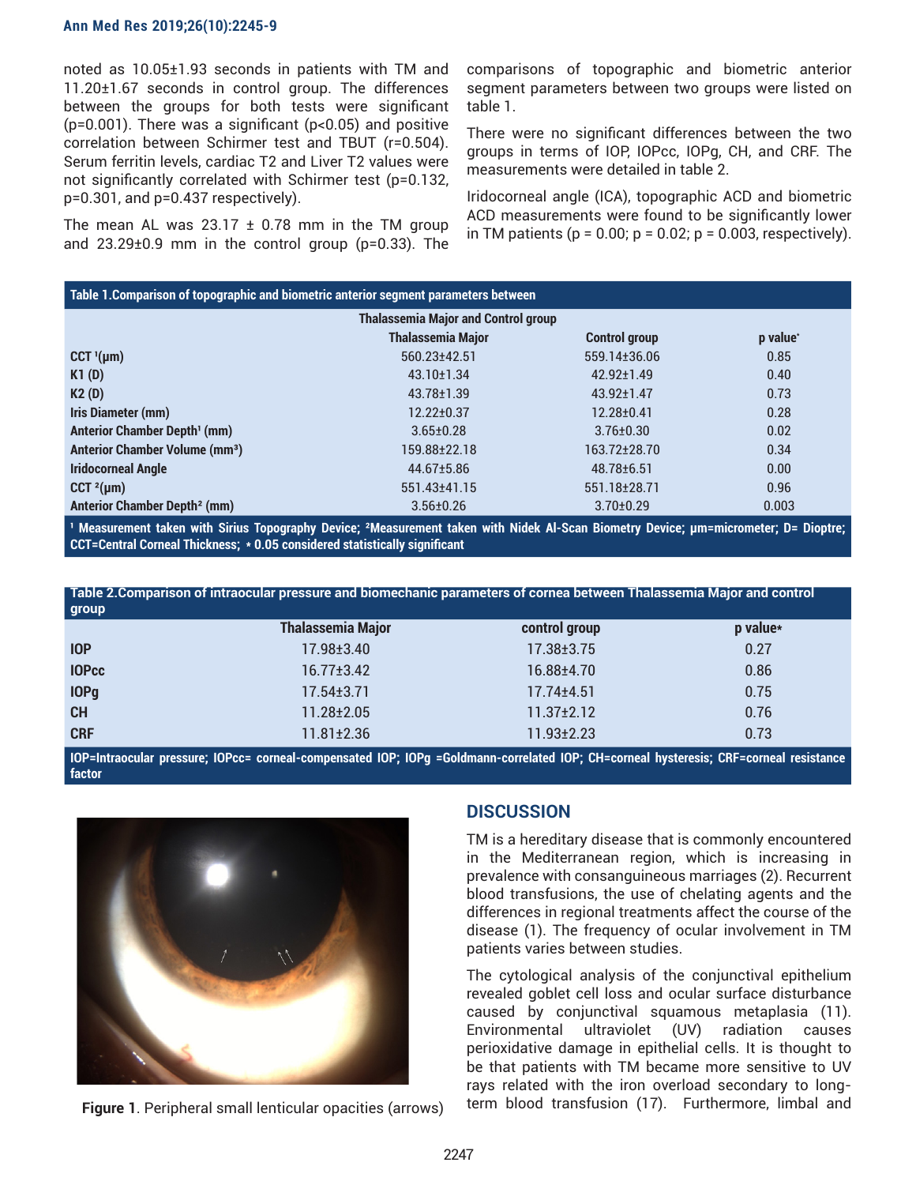noted as 10.05±1.93 seconds in patients with TM and 11.20±1.67 seconds in control group. The differences between the groups for both tests were significant (p=0.001). There was a significant (p<0.05) and positive correlation between Schirmer test and TBUT (r=0.504). Serum ferritin levels, cardiac T2 and Liver T2 values were not significantly correlated with Schirmer test (p=0.132, p=0.301, and p=0.437 respectively).

The mean AL was 23.17 ± 0.78 mm in the TM group and 23.29±0.9 mm in the control group (p=0.33). The comparisons of topographic and biometric anterior segment parameters between two groups were listed on table 1.

There were no significant differences between the two groups in terms of IOP, IOPcc, IOPg, CH, and CRF. The measurements were detailed in table 2.

Iridocorneal angle (ICA), topographic ACD and biometric ACD measurements were found to be significantly lower in TM patients (p = 0.00; p = 0.02; p = 0.003, respectively).

**Table 1.** Comparison of topographic and biometric anterior segment parameters between Thalassemia Major and Control group

| | Thalassemia Major | Control group | p value* |
|---|---|---|---|
| CCT [1](μm) | 560.23±42.51 | 559.14±36.06 | 0.85 |
| K1 (D) | 43.10±1.34 | 42.92±1.49 | 0.40 |
| K2 (D) | 43.78±1.39 | 43.92±1.47 | 0.73 |
| Iris Diameter (mm) | 12.22±0.37 | 12.28±0.41 | 0.28 |
| Anterior Chamber Depth[1] (mm) | 3.65±0.28 | 3.76±0.30 | 0.02 |
| Anterior Chamber Volume (mm³) | 159.88±22.18 | 163.72±28.70 | 0.34 |
| Iridocorneal Angle | 44.67±5.86 | 48.78±6.51 | 0.00 |
| CCT [2](μm) | 551.43±41.15 | 551.18±28.71 | 0.96 |
| Anterior Chamber Depth[2] (mm) | 3.56±0.26 | 3.70±0.29 | 0.003 |

[1] Measurement taken with Sirius Topography Device; [2]Measurement taken with Nidek Al-Scan Biometry Device; μm=micrometer; D= Dioptre; CCT=Central Corneal Thickness; * 0.05 considered statistically significant

**Table 2.** Comparison of intraocular pressure and biomechanic parameters of cornea between Thalassemia Major and control group

| | Thalassemia Major | control group | p value* |
|---|---|---|---|
| IOP | 17.98±3.40 | 17.38±3.75 | 0.27 |
| IOPcc | 16.77±3.42 | 16.88±4.70 | 0.86 |
| IOPg | 17.54±3.71 | 17.74±4.51 | 0.75 |
| CH | 11.28±2.05 | 11.37±2.12 | 0.76 |
| CRF | 11.81±2.36 | 11.93±2.23 | 0.73 |

IOP=Intraocular pressure; IOPcc= corneal-compensated IOP; IOPg =Goldmann-correlated IOP; CH=corneal hysteresis; CRF=corneal resistance factor

**Figure 1**. Peripheral small lenticular opacities (arrows)

## DISCUSSION

TM is a hereditary disease that is commonly encountered in the Mediterranean region, which is increasing in prevalence with consanguineous marriages (2). Recurrent blood transfusions, the use of chelating agents and the differences in regional treatments affect the course of the disease (1). The frequency of ocular involvement in TM patients varies between studies.

The cytological analysis of the conjunctival epithelium revealed goblet cell loss and ocular surface disturbance caused by conjunctival squamous metaplasia (11). Environmental ultraviolet (UV) radiation causes perioxidative damage in epithelial cells. It is thought to be that patients with TM became more sensitive to UV rays related with the iron overload secondary to long-term blood transfusion (17). Furthermore, limbal and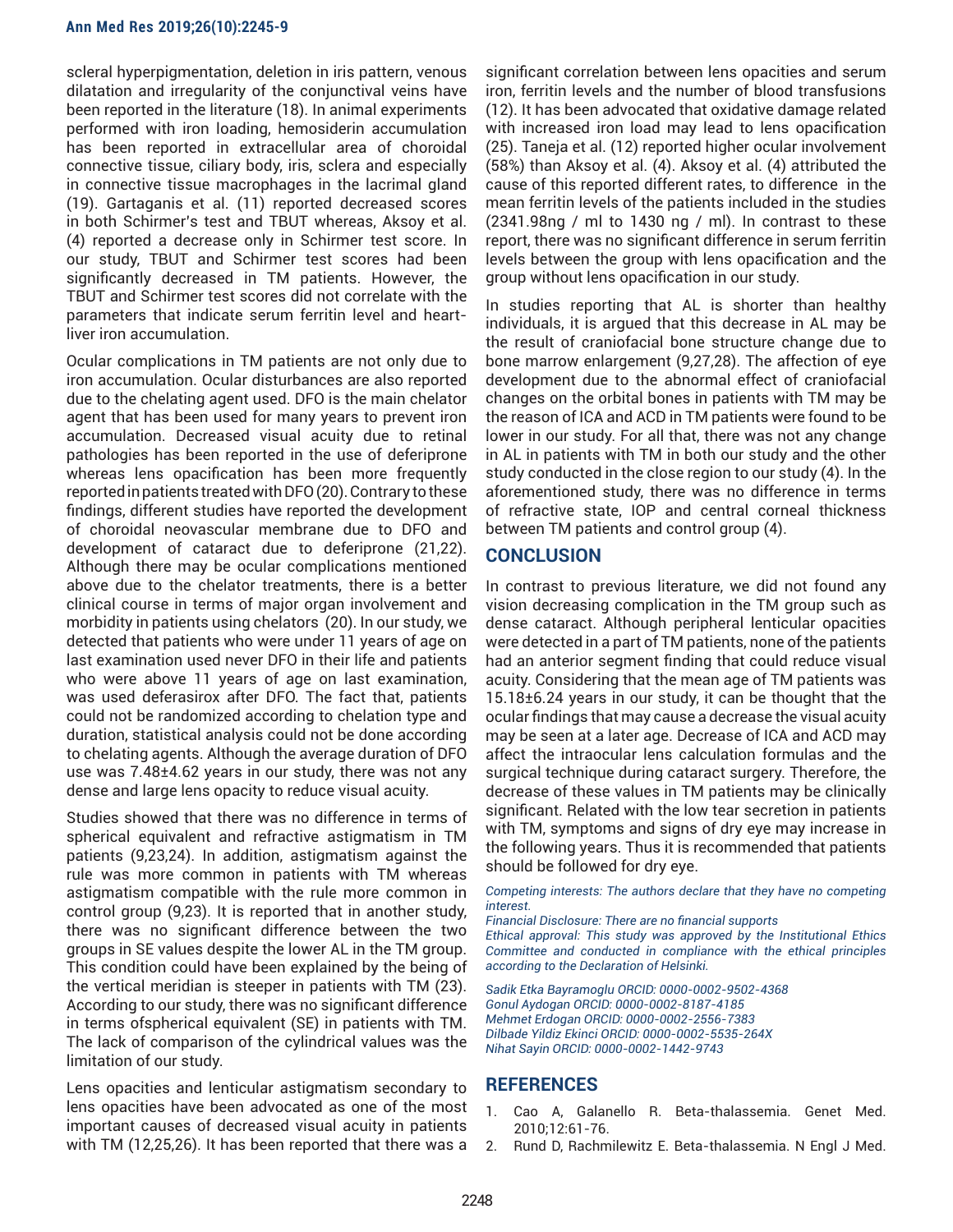scleral hyperpigmentation, deletion in iris pattern, venous dilatation and irregularity of the conjunctival veins have been reported in the literature (18). In animal experiments performed with iron loading, hemosiderin accumulation has been reported in extracellular area of choroidal connective tissue, ciliary body, iris, sclera and especially in connective tissue macrophages in the lacrimal gland (19). Gartaganis et al. (11) reported decreased scores in both Schirmer's test and TBUT whereas, Aksoy et al. (4) reported a decrease only in Schirmer test score. In our study, TBUT and Schirmer test scores had been significantly decreased in TM patients. However, the TBUT and Schirmer test scores did not correlate with the parameters that indicate serum ferritin level and heart-liver iron accumulation.

Ocular complications in TM patients are not only due to iron accumulation. Ocular disturbances are also reported due to the chelating agent used. DFO is the main chelator agent that has been used for many years to prevent iron accumulation. Decreased visual acuity due to retinal pathologies has been reported in the use of deferiprone whereas lens opacification has been more frequently reported in patients treated with DFO (20). Contrary to these findings, different studies have reported the development of choroidal neovascular membrane due to DFO and development of cataract due to deferiprone (21,22). Although there may be ocular complications mentioned above due to the chelator treatments, there is a better clinical course in terms of major organ involvement and morbidity in patients using chelators (20). In our study, we detected that patients who were under 11 years of age on last examination used never DFO in their life and patients who were above 11 years of age on last examination, was used deferasirox after DFO. The fact that, patients could not be randomized according to chelation type and duration, statistical analysis could not be done according to chelating agents. Although the average duration of DFO use was 7.48±4.62 years in our study, there was not any dense and large lens opacity to reduce visual acuity.

Studies showed that there was no difference in terms of spherical equivalent and refractive astigmatism in TM patients (9,23,24). In addition, astigmatism against the rule was more common in patients with TM whereas astigmatism compatible with the rule more common in control group (9,23). It is reported that in another study, there was no significant difference between the two groups in SE values despite the lower AL in the TM group. This condition could have been explained by the being of the vertical meridian is steeper in patients with TM (23). According to our study, there was no significant difference in terms ofspherical equivalent (SE) in patients with TM. The lack of comparison of the cylindrical values was the limitation of our study.

Lens opacities and lenticular astigmatism secondary to lens opacities have been advocated as one of the most important causes of decreased visual acuity in patients with TM (12,25,26). It has been reported that there was a significant correlation between lens opacities and serum iron, ferritin levels and the number of blood transfusions (12). It has been advocated that oxidative damage related with increased iron load may lead to lens opacification (25). Taneja et al. (12) reported higher ocular involvement (58%) than Aksoy et al. (4). Aksoy et al. (4) attributed the cause of this reported different rates, to difference in the mean ferritin levels of the patients included in the studies (2341.98ng / ml to 1430 ng / ml). In contrast to these report, there was no significant difference in serum ferritin levels between the group with lens opacification and the group without lens opacification in our study.

In studies reporting that AL is shorter than healthy individuals, it is argued that this decrease in AL may be the result of craniofacial bone structure change due to bone marrow enlargement (9,27,28). The affection of eye development due to the abnormal effect of craniofacial changes on the orbital bones in patients with TM may be the reason of ICA and ACD in TM patients were found to be lower in our study. For all that, there was not any change in AL in patients with TM in both our study and the other study conducted in the close region to our study (4). In the aforementioned study, there was no difference in terms of refractive state, IOP and central corneal thickness between TM patients and control group (4).

## CONCLUSION

In contrast to previous literature, we did not found any vision decreasing complication in the TM group such as dense cataract. Although peripheral lenticular opacities were detected in a part of TM patients, none of the patients had an anterior segment finding that could reduce visual acuity. Considering that the mean age of TM patients was 15.18±6.24 years in our study, it can be thought that the ocular findings that may cause a decrease the visual acuity may be seen at a later age. Decrease of ICA and ACD may affect the intraocular lens calculation formulas and the surgical technique during cataract surgery. Therefore, the decrease of these values in TM patients may be clinically significant. Related with the low tear secretion in patients with TM, symptoms and signs of dry eye may increase in the following years. Thus it is recommended that patients should be followed for dry eye.

*Competing interests: The authors declare that they have no competing interest.*
*Financial Disclosure: There are no financial supports*
*Ethical approval: This study was approved by the Institutional Ethics Committee and conducted in compliance with the ethical principles according to the Declaration of Helsinki.*

*Sadik Etka Bayramoglu ORCID: 0000-0002-9502-4368*
*Gonul Aydogan ORCID: 0000-0002-8187-4185*
*Mehmet Erdogan ORCID: 0000-0002-2556-7383*
*Dilbade Yildiz Ekinci ORCID: 0000-0002-5535-264X*
*Nihat Sayin ORCID: 0000-0002-1442-9743*

## REFERENCES

1. Cao A, Galanello R. Beta-thalassemia. Genet Med. 2010;12:61-76.
2. Rund D, Rachmilewitz E. Beta-thalassemia. N Engl J Med.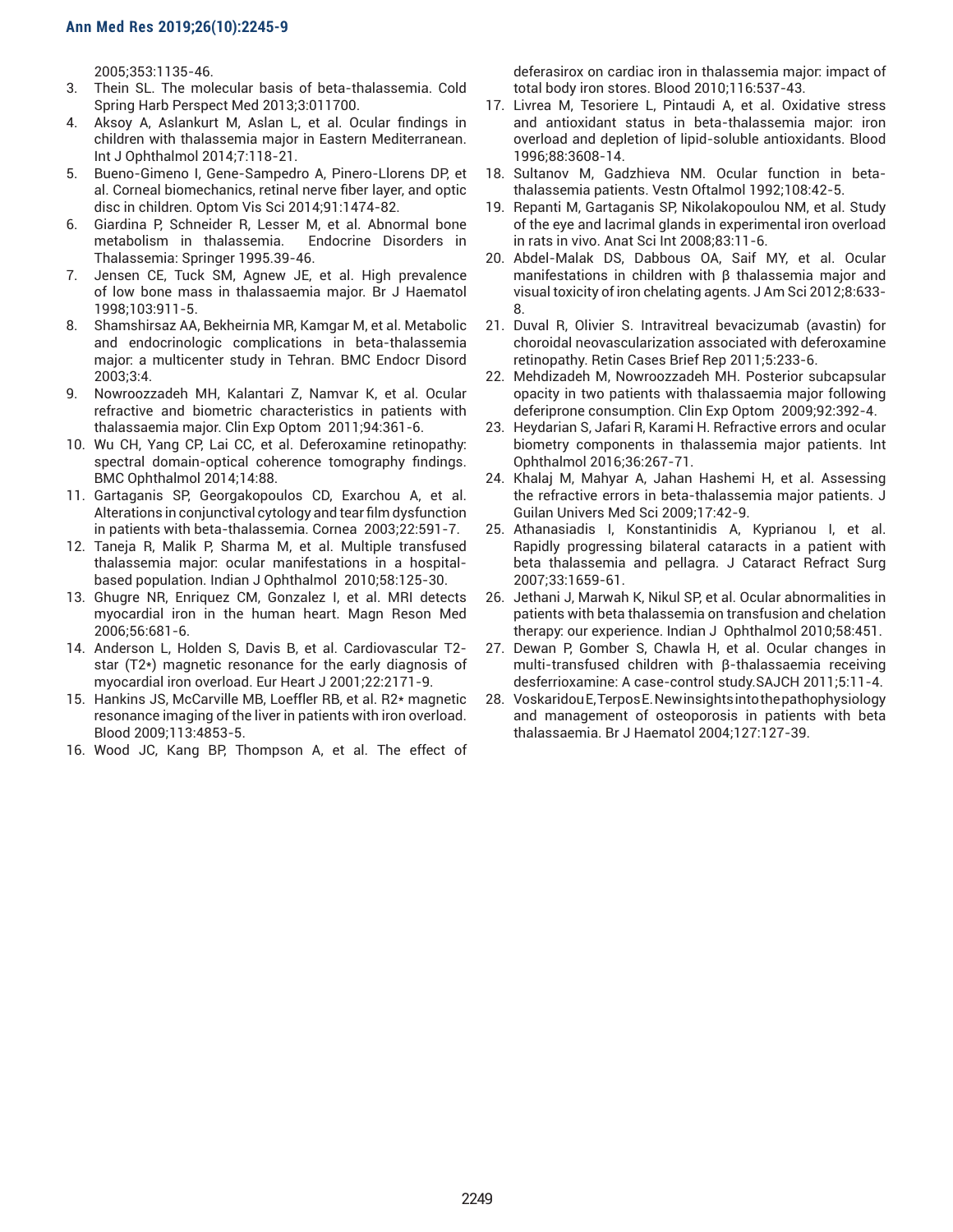2005;353:1135-46.

3. Thein SL. The molecular basis of beta-thalassemia. Cold Spring Harb Perspect Med 2013;3:011700.
4. Aksoy A, Aslankurt M, Aslan L, et al. Ocular findings in children with thalassemia major in Eastern Mediterranean. Int J Ophthalmol 2014;7:118-21.
5. Bueno-Gimeno I, Gene-Sampedro A, Pinero-Llorens DP, et al. Corneal biomechanics, retinal nerve fiber layer, and optic disc in children. Optom Vis Sci 2014;91:1474-82.
6. Giardina P, Schneider R, Lesser M, et al. Abnormal bone metabolism in thalassemia. Endocrine Disorders in Thalassemia: Springer 1995.39-46.
7. Jensen CE, Tuck SM, Agnew JE, et al. High prevalence of low bone mass in thalassaemia major. Br J Haematol 1998;103:911-5.
8. Shamshirsaz AA, Bekheirnia MR, Kamgar M, et al. Metabolic and endocrinologic complications in beta-thalassemia major: a multicenter study in Tehran. BMC Endocr Disord 2003;3:4.
9. Nowroozzadeh MH, Kalantari Z, Namvar K, et al. Ocular refractive and biometric characteristics in patients with thalassaemia major. Clin Exp Optom 2011;94:361-6.
10. Wu CH, Yang CP, Lai CC, et al. Deferoxamine retinopathy: spectral domain-optical coherence tomography findings. BMC Ophthalmol 2014;14:88.
11. Gartaganis SP, Georgakopoulos CD, Exarchou A, et al. Alterations in conjunctival cytology and tear film dysfunction in patients with beta-thalassemia. Cornea 2003;22:591-7.
12. Taneja R, Malik P, Sharma M, et al. Multiple transfused thalassemia major: ocular manifestations in a hospital-based population. Indian J Ophthalmol 2010;58:125-30.
13. Ghugre NR, Enriquez CM, Gonzalez I, et al. MRI detects myocardial iron in the human heart. Magn Reson Med 2006;56:681-6.
14. Anderson L, Holden S, Davis B, et al. Cardiovascular T2-star (T2*) magnetic resonance for the early diagnosis of myocardial iron overload. Eur Heart J 2001;22:2171-9.
15. Hankins JS, McCarville MB, Loeffler RB, et al. R2* magnetic resonance imaging of the liver in patients with iron overload. Blood 2009;113:4853-5.
16. Wood JC, Kang BP, Thompson A, et al. The effect of deferasirox on cardiac iron in thalassemia major: impact of total body iron stores. Blood 2010;116:537-43.
17. Livrea M, Tesoriere L, Pintaudi A, et al. Oxidative stress and antioxidant status in beta-thalassemia major: iron overload and depletion of lipid-soluble antioxidants. Blood 1996;88:3608-14.
18. Sultanov M, Gadzhieva NM. Ocular function in beta-thalassemia patients. Vestn Oftalmol 1992;108:42-5.
19. Repanti M, Gartaganis SP, Nikolakopoulou NM, et al. Study of the eye and lacrimal glands in experimental iron overload in rats in vivo. Anat Sci Int 2008;83:11-6.
20. Abdel-Malak DS, Dabbous OA, Saif MY, et al. Ocular manifestations in children with β thalassemia major and visual toxicity of iron chelating agents. J Am Sci 2012;8:633-8.
21. Duval R, Olivier S. Intravitreal bevacizumab (avastin) for choroidal neovascularization associated with deferoxamine retinopathy. Retin Cases Brief Rep 2011;5:233-6.
22. Mehdizadeh M, Nowroozzadeh MH. Posterior subcapsular opacity in two patients with thalassaemia major following deferiprone consumption. Clin Exp Optom 2009;92:392-4.
23. Heydarian S, Jafari R, Karami H. Refractive errors and ocular biometry components in thalassemia major patients. Int Ophthalmol 2016;36:267-71.
24. Khalaj M, Mahyar A, Jahan Hashemi H, et al. Assessing the refractive errors in beta-thalassemia major patients. J Guilan Univers Med Sci 2009;17:42-9.
25. Athanasiadis I, Konstantinidis A, Kyprianou I, et al. Rapidly progressing bilateral cataracts in a patient with beta thalassemia and pellagra. J Cataract Refract Surg 2007;33:1659-61.
26. Jethani J, Marwah K, Nikul SP, et al. Ocular abnormalities in patients with beta thalassemia on transfusion and chelation therapy: our experience. Indian J Ophthalmol 2010;58:451.
27. Dewan P, Gomber S, Chawla H, et al. Ocular changes in multi-transfused children with β-thalassaemia receiving desferrioxamine: A case-control study.SAJCH 2011;5:11-4.
28. Voskaridou E, Terpos E. New insights into the pathophysiology and management of osteoporosis in patients with beta thalassaemia. Br J Haematol 2004;127:127-39.